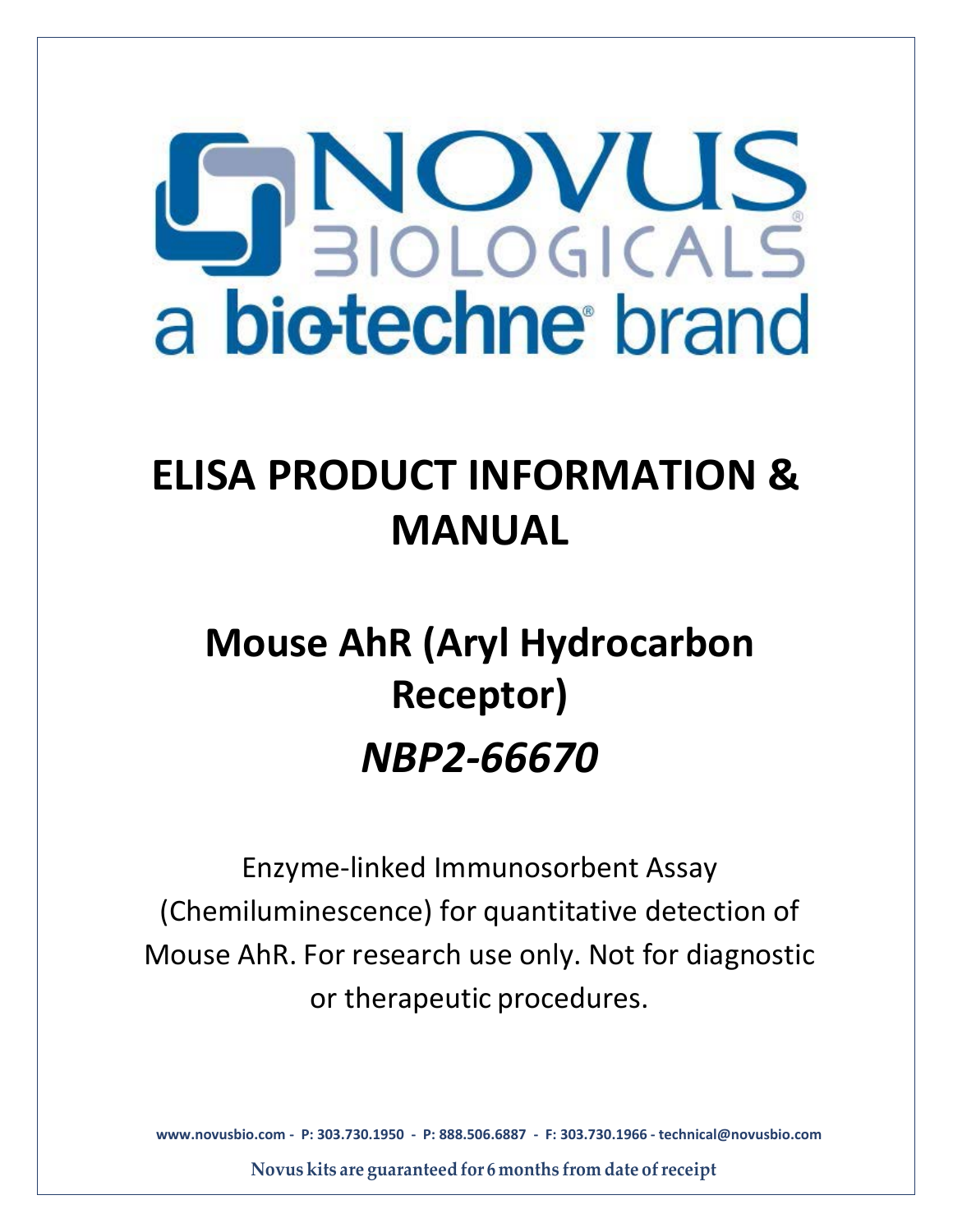NOVUS BIOLOGICALS
a bio-techne® brand

# ELISA PRODUCT INFORMATION & MANUAL

# Mouse AhR (Aryl Hydrocarbon Receptor)

## *NBP2-66670*

Enzyme-linked Immunosorbent Assay (Chemiluminescence) for quantitative detection of Mouse AhR. For research use only. Not for diagnostic or therapeutic procedures.

**www.novusbio.com - P: 303.730.1950 - P: 888.506.6887 - F: 303.730.1966 - technical@novusbio.com**

**Novus kits are guaranteed for 6 months from date of receipt**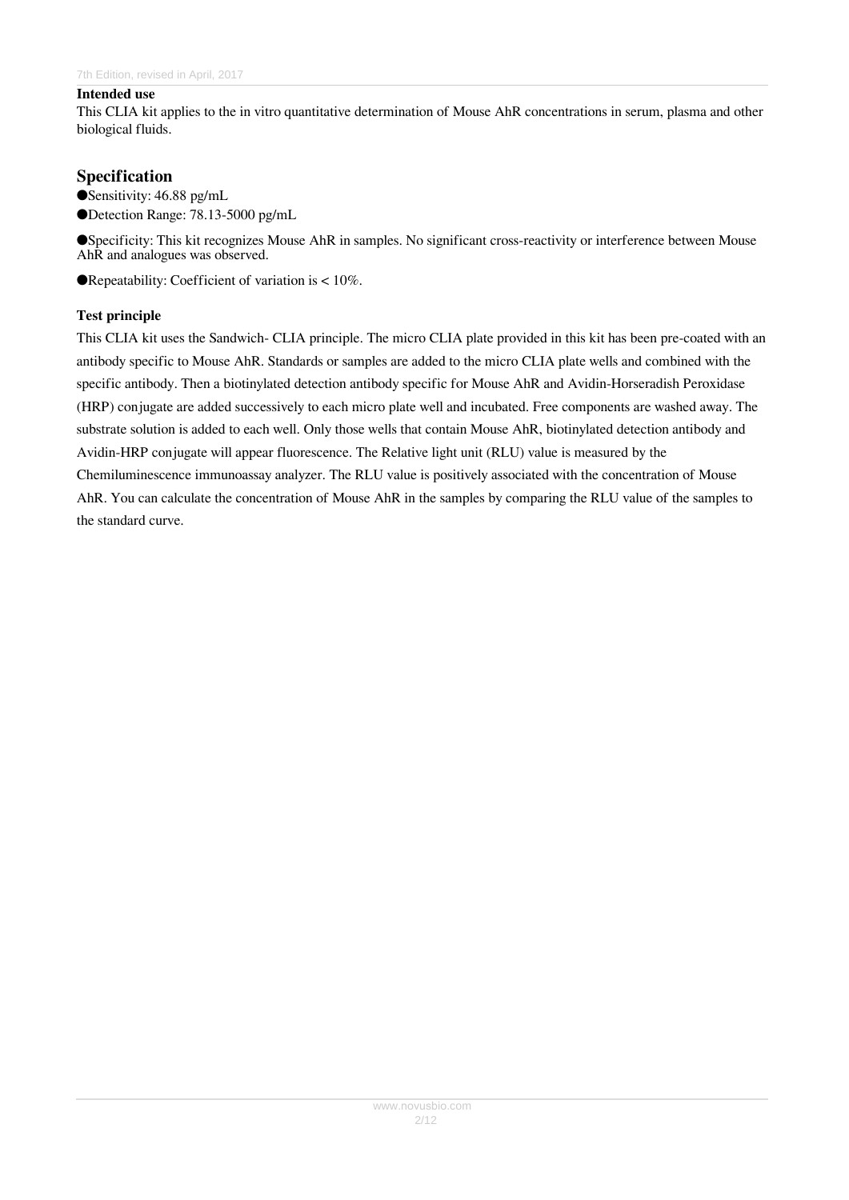### Intended use

This CLIA kit applies to the in vitro quantitative determination of Mouse AhR concentrations in serum, plasma and other biological fluids.

## Specification

- Sensitivity: 46.88 pg/mL
- Detection Range: 78.13-5000 pg/mL
- Specificity: This kit recognizes Mouse AhR in samples. No significant cross-reactivity or interference between Mouse AhR and analogues was observed.
- Repeatability: Coefficient of variation is < 10%.

### Test principle

This CLIA kit uses the Sandwich- CLIA principle. The micro CLIA plate provided in this kit has been pre-coated with an antibody specific to Mouse AhR. Standards or samples are added to the micro CLIA plate wells and combined with the specific antibody. Then a biotinylated detection antibody specific for Mouse AhR and Avidin-Horseradish Peroxidase (HRP) conjugate are added successively to each micro plate well and incubated. Free components are washed away. The substrate solution is added to each well. Only those wells that contain Mouse AhR, biotinylated detection antibody and Avidin-HRP conjugate will appear fluorescence. The Relative light unit (RLU) value is measured by the Chemiluminescence immunoassay analyzer. The RLU value is positively associated with the concentration of Mouse AhR. You can calculate the concentration of Mouse AhR in the samples by comparing the RLU value of the samples to the standard curve.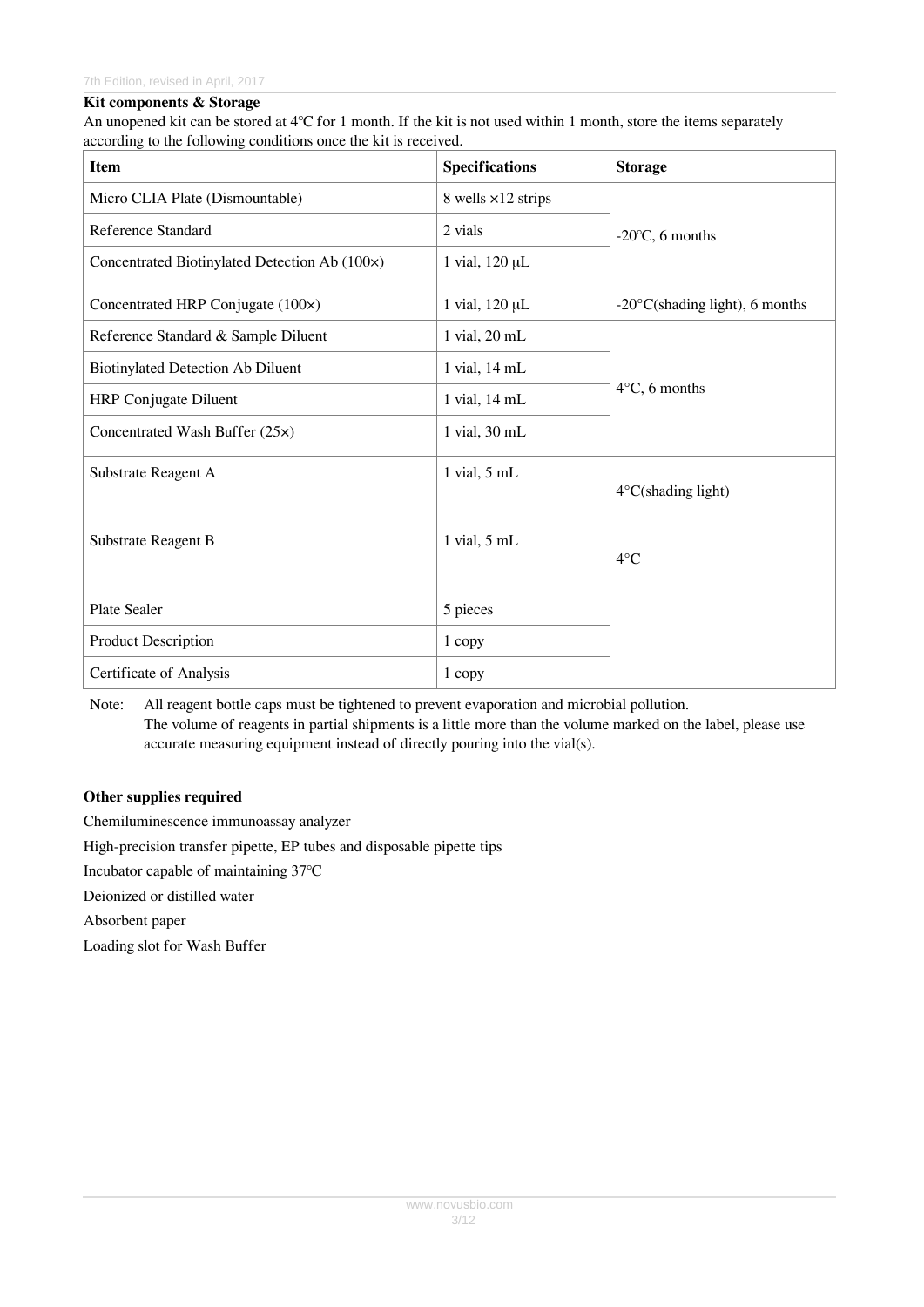**Kit components & Storage**

An unopened kit can be stored at 4℃ for 1 month. If the kit is not used within 1 month, store the items separately according to the following conditions once the kit is received.

| Item | Specifications | Storage |
|---|---|---|
| Micro CLIA Plate (Dismountable) | 8 wells ×12 strips | -20℃, 6 months |
| Reference Standard | 2 vials | |
| Concentrated Biotinylated Detection Ab (100×) | 1 vial, 120 μL | |
| Concentrated HRP Conjugate (100×) | 1 vial, 120 μL | -20°C(shading light), 6 months |
| Reference Standard & Sample Diluent | 1 vial, 20 mL | 4°C, 6 months |
| Biotinylated Detection Ab Diluent | 1 vial, 14 mL | |
| HRP Conjugate Diluent | 1 vial, 14 mL | |
| Concentrated Wash Buffer (25×) | 1 vial, 30 mL | |
| Substrate Reagent A | 1 vial, 5 mL | 4°C(shading light) |
| Substrate Reagent B | 1 vial, 5 mL | 4°C |
| Plate Sealer | 5 pieces | |
| Product Description | 1 copy | |
| Certificate of Analysis | 1 copy | |

Note: All reagent bottle caps must be tightened to prevent evaporation and microbial pollution.
The volume of reagents in partial shipments is a little more than the volume marked on the label, please use accurate measuring equipment instead of directly pouring into the vial(s).

**Other supplies required**

Chemiluminescence immunoassay analyzer

High-precision transfer pipette, EP tubes and disposable pipette tips

Incubator capable of maintaining 37℃

Deionized or distilled water

Absorbent paper

Loading slot for Wash Buffer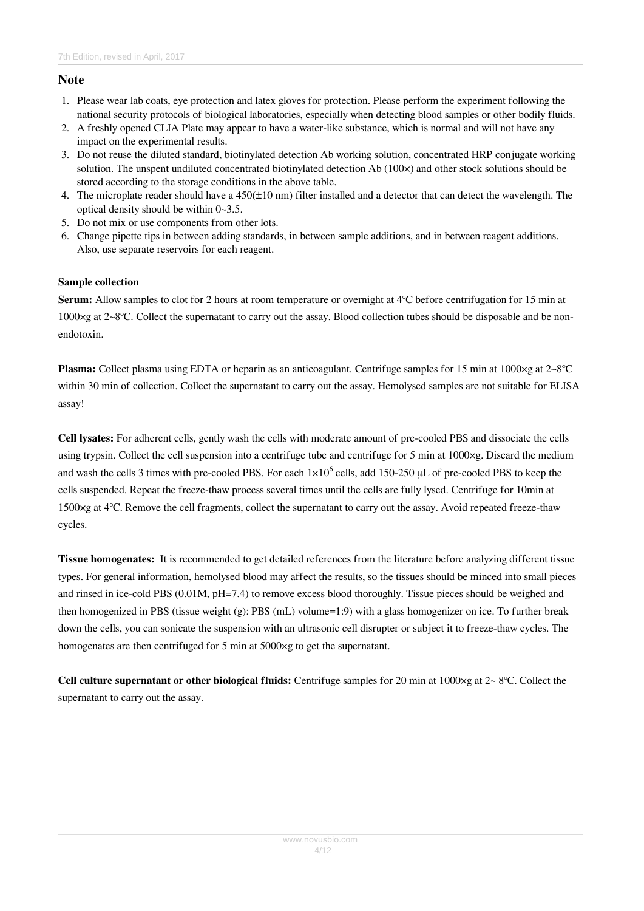## Note

1. Please wear lab coats, eye protection and latex gloves for protection. Please perform the experiment following the national security protocols of biological laboratories, especially when detecting blood samples or other bodily fluids.
2. A freshly opened CLIA Plate may appear to have a water-like substance, which is normal and will not have any impact on the experimental results.
3. Do not reuse the diluted standard, biotinylated detection Ab working solution, concentrated HRP conjugate working solution. The unspent undiluted concentrated biotinylated detection Ab (100×) and other stock solutions should be stored according to the storage conditions in the above table.
4. The microplate reader should have a 450(±10 nm) filter installed and a detector that can detect the wavelength. The optical density should be within 0~3.5.
5. Do not mix or use components from other lots.
6. Change pipette tips in between adding standards, in between sample additions, and in between reagent additions. Also, use separate reservoirs for each reagent.

**Sample collection**

**Serum:** Allow samples to clot for 2 hours at room temperature or overnight at 4℃ before centrifugation for 15 min at 1000×g at 2~8℃. Collect the supernatant to carry out the assay. Blood collection tubes should be disposable and be non-endotoxin.

**Plasma:** Collect plasma using EDTA or heparin as an anticoagulant. Centrifuge samples for 15 min at 1000×g at 2~8℃ within 30 min of collection. Collect the supernatant to carry out the assay. Hemolysed samples are not suitable for ELISA assay!

**Cell lysates:** For adherent cells, gently wash the cells with moderate amount of pre-cooled PBS and dissociate the cells using trypsin. Collect the cell suspension into a centrifuge tube and centrifuge for 5 min at 1000×g. Discard the medium and wash the cells 3 times with pre-cooled PBS. For each $1\times10^6$ cells, add 150-250 μL of pre-cooled PBS to keep the cells suspended. Repeat the freeze-thaw process several times until the cells are fully lysed. Centrifuge for 10min at 1500×g at 4℃. Remove the cell fragments, collect the supernatant to carry out the assay. Avoid repeated freeze-thaw cycles.

**Tissue homogenates:** It is recommended to get detailed references from the literature before analyzing different tissue types. For general information, hemolysed blood may affect the results, so the tissues should be minced into small pieces and rinsed in ice-cold PBS (0.01M, pH=7.4) to remove excess blood thoroughly. Tissue pieces should be weighed and then homogenized in PBS (tissue weight (g): PBS (mL) volume=1:9) with a glass homogenizer on ice. To further break down the cells, you can sonicate the suspension with an ultrasonic cell disrupter or subject it to freeze-thaw cycles. The homogenates are then centrifuged for 5 min at 5000×g to get the supernatant.

**Cell culture supernatant or other biological fluids:** Centrifuge samples for 20 min at 1000×g at 2~ 8℃. Collect the supernatant to carry out the assay.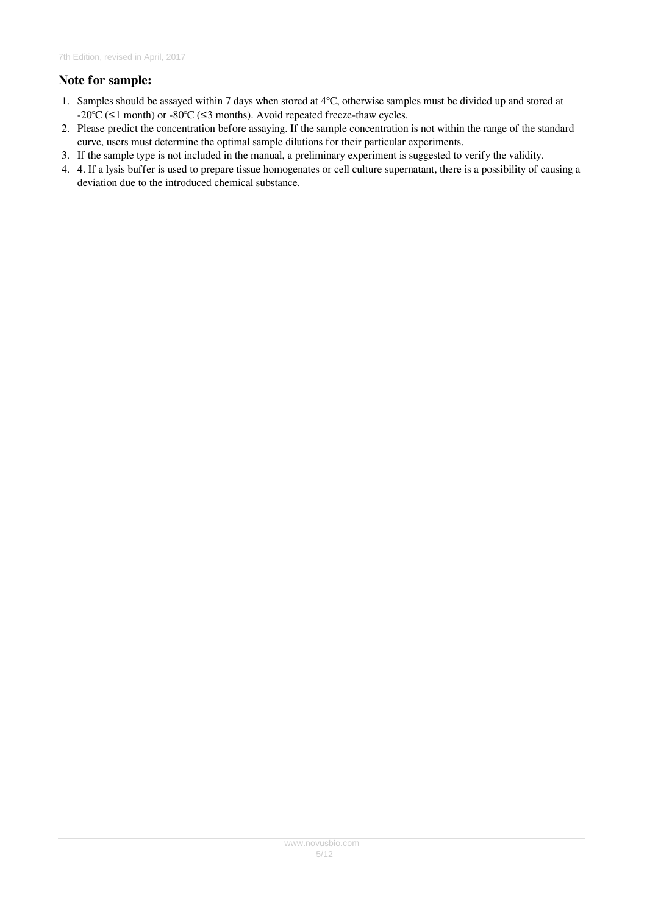## Note for sample:

1. Samples should be assayed within 7 days when stored at 4℃, otherwise samples must be divided up and stored at -20℃ (≤1 month) or -80℃ (≤3 months). Avoid repeated freeze-thaw cycles.
2. Please predict the concentration before assaying. If the sample concentration is not within the range of the standard curve, users must determine the optimal sample dilutions for their particular experiments.
3. If the sample type is not included in the manual, a preliminary experiment is suggested to verify the validity.
4. 4. If a lysis buffer is used to prepare tissue homogenates or cell culture supernatant, there is a possibility of causing a deviation due to the introduced chemical substance.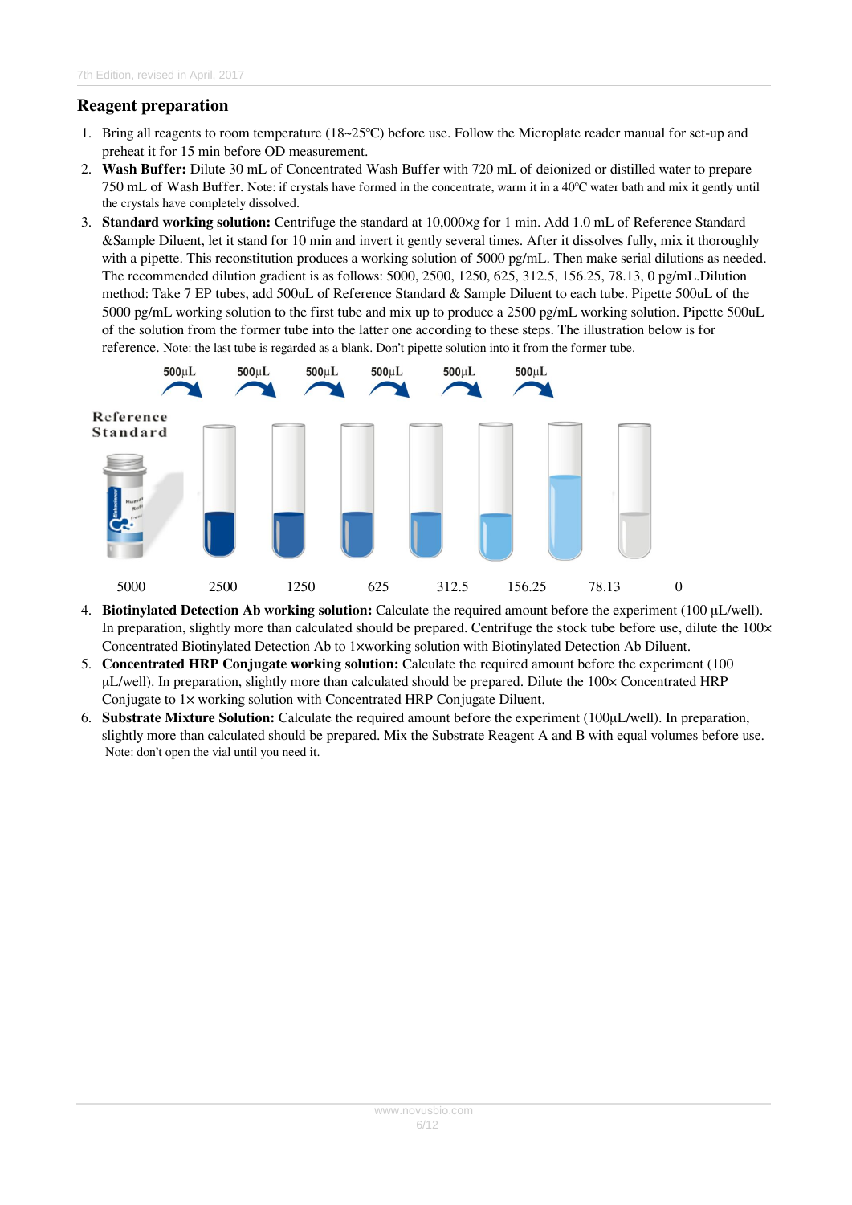## Reagent preparation

1. Bring all reagents to room temperature (18~25℃) before use. Follow the Microplate reader manual for set-up and preheat it for 15 min before OD measurement.
2. **Wash Buffer:** Dilute 30 mL of Concentrated Wash Buffer with 720 mL of deionized or distilled water to prepare 750 mL of Wash Buffer. Note: if crystals have formed in the concentrate, warm it in a 40℃ water bath and mix it gently until the crystals have completely dissolved.
3. **Standard working solution:** Centrifuge the standard at 10,000×g for 1 min. Add 1.0 mL of Reference Standard &Sample Diluent, let it stand for 10 min and invert it gently several times. After it dissolves fully, mix it thoroughly with a pipette. This reconstitution produces a working solution of 5000 pg/mL. Then make serial dilutions as needed. The recommended dilution gradient is as follows: 5000, 2500, 1250, 625, 312.5, 156.25, 78.13, 0 pg/mL.Dilution method: Take 7 EP tubes, add 500uL of Reference Standard & Sample Diluent to each tube. Pipette 500uL of the 5000 pg/mL working solution to the first tube and mix up to produce a 2500 pg/mL working solution. Pipette 500uL of the solution from the former tube into the latter one according to these steps. The illustration below is for reference. Note: the last tube is regarded as a blank. Don't pipette solution into it from the former tube.

Reference Standard

500μL 500μL 500μL 500μL 500μL 500μL

5000 2500 1250 625 312.5 156.25 78.13 0

4. **Biotinylated Detection Ab working solution:** Calculate the required amount before the experiment (100 μL/well). In preparation, slightly more than calculated should be prepared. Centrifuge the stock tube before use, dilute the 100× Concentrated Biotinylated Detection Ab to 1×working solution with Biotinylated Detection Ab Diluent.
5. **Concentrated HRP Conjugate working solution:** Calculate the required amount before the experiment (100 μL/well). In preparation, slightly more than calculated should be prepared. Dilute the 100× Concentrated HRP Conjugate to 1× working solution with Concentrated HRP Conjugate Diluent.
6. **Substrate Mixture Solution:** Calculate the required amount before the experiment (100μL/well). In preparation, slightly more than calculated should be prepared. Mix the Substrate Reagent A and B with equal volumes before use. Note: don't open the vial until you need it.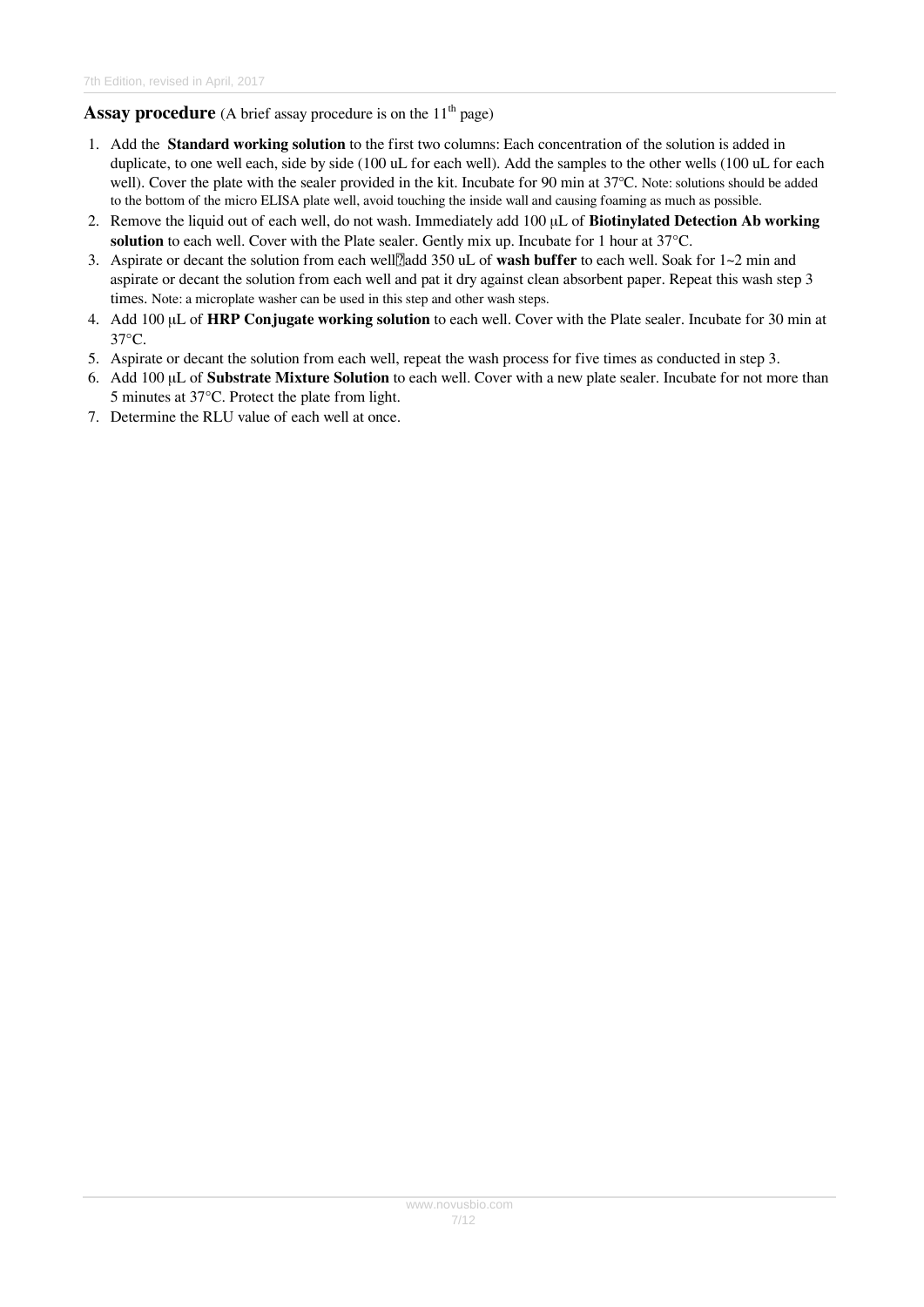**Assay procedure** (A brief assay procedure is on the 11th page)

1. Add the **Standard working solution** to the first two columns: Each concentration of the solution is added in duplicate, to one well each, side by side (100 uL for each well). Add the samples to the other wells (100 uL for each well). Cover the plate with the sealer provided in the kit. Incubate for 90 min at 37℃. Note: solutions should be added to the bottom of the micro ELISA plate well, avoid touching the inside wall and causing foaming as much as possible.
2. Remove the liquid out of each well, do not wash. Immediately add 100 μL of **Biotinylated Detection Ab working solution** to each well. Cover with the Plate sealer. Gently mix up. Incubate for 1 hour at 37°C.
3. Aspirate or decant the solution from each well, add 350 uL of **wash buffer** to each well. Soak for 1~2 min and aspirate or decant the solution from each well and pat it dry against clean absorbent paper. Repeat this wash step 3 times. Note: a microplate washer can be used in this step and other wash steps.
4. Add 100 μL of **HRP Conjugate working solution** to each well. Cover with the Plate sealer. Incubate for 30 min at 37°C.
5. Aspirate or decant the solution from each well, repeat the wash process for five times as conducted in step 3.
6. Add 100 μL of **Substrate Mixture Solution** to each well. Cover with a new plate sealer. Incubate for not more than 5 minutes at 37°C. Protect the plate from light.
7. Determine the RLU value of each well at once.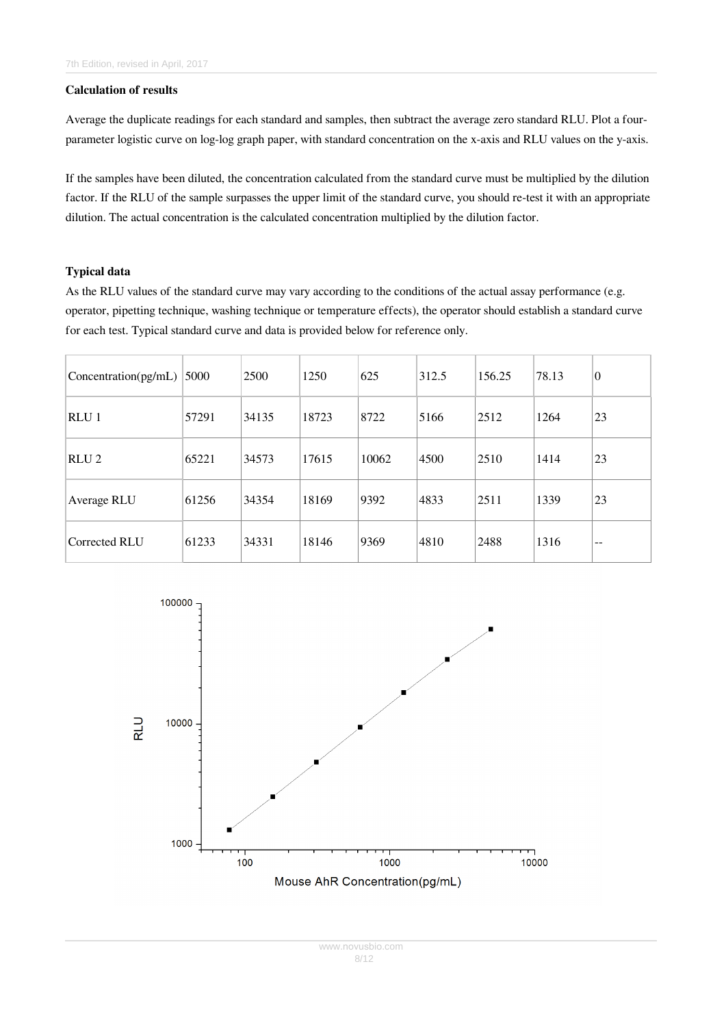### Calculation of results

Average the duplicate readings for each standard and samples, then subtract the average zero standard RLU. Plot a four-parameter logistic curve on log-log graph paper, with standard concentration on the x-axis and RLU values on the y-axis.

If the samples have been diluted, the concentration calculated from the standard curve must be multiplied by the dilution factor. If the RLU of the sample surpasses the upper limit of the standard curve, you should re-test it with an appropriate dilution. The actual concentration is the calculated concentration multiplied by the dilution factor.

### Typical data

As the RLU values of the standard curve may vary according to the conditions of the actual assay performance (e.g. operator, pipetting technique, washing technique or temperature effects), the operator should establish a standard curve for each test. Typical standard curve and data is provided below for reference only.

| Concentration(pg/mL) | 5000 | 2500 | 1250 | 625 | 312.5 | 156.25 | 78.13 | 0 |
|---|---|---|---|---|---|---|---|---|
| RLU 1 | 57291 | 34135 | 18723 | 8722 | 5166 | 2512 | 1264 | 23 |
| RLU 2 | 65221 | 34573 | 17615 | 10062 | 4500 | 2510 | 1414 | 23 |
| Average RLU | 61256 | 34354 | 18169 | 9392 | 4833 | 2511 | 1339 | 23 |
| Corrected RLU | 61233 | 34331 | 18146 | 9369 | 4810 | 2488 | 1316 | -- |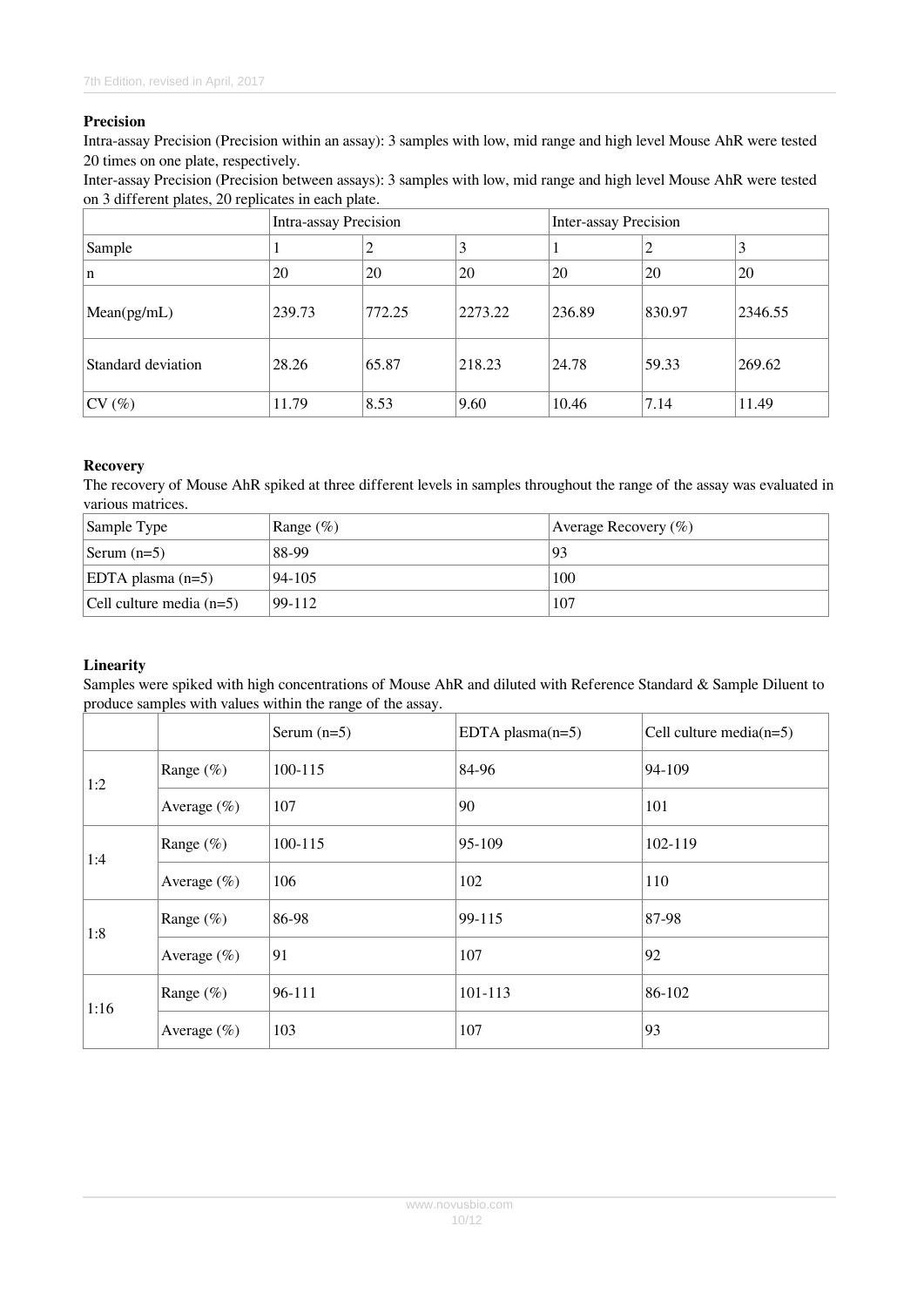**Precision**

Intra-assay Precision (Precision within an assay): 3 samples with low, mid range and high level Mouse AhR were tested 20 times on one plate, respectively.

Inter-assay Precision (Precision between assays): 3 samples with low, mid range and high level Mouse AhR were tested on 3 different plates, 20 replicates in each plate.

| | Intra-assay Precision | | | Inter-assay Precision | | |
|---|---|---|---|---|---|---|
| Sample | 1 | 2 | 3 | 1 | 2 | 3 |
| n | 20 | 20 | 20 | 20 | 20 | 20 |
| Mean(pg/mL) | 239.73 | 772.25 | 2273.22 | 236.89 | 830.97 | 2346.55 |
| Standard deviation | 28.26 | 65.87 | 218.23 | 24.78 | 59.33 | 269.62 |
| CV (%) | 11.79 | 8.53 | 9.60 | 10.46 | 7.14 | 11.49 |

**Recovery**

The recovery of Mouse AhR spiked at three different levels in samples throughout the range of the assay was evaluated in various matrices.

| Sample Type | Range (%) | Average Recovery (%) |
|---|---|---|
| Serum (n=5) | 88-99 | 93 |
| EDTA plasma (n=5) | 94-105 | 100 |
| Cell culture media (n=5) | 99-112 | 107 |

**Linearity**

Samples were spiked with high concentrations of Mouse AhR and diluted with Reference Standard & Sample Diluent to produce samples with values within the range of the assay.

| | | Serum (n=5) | EDTA plasma(n=5) | Cell culture media(n=5) |
|---|---|---|---|---|
| 1:2 | Range (%) | 100-115 | 84-96 | 94-109 |
| | Average (%) | 107 | 90 | 101 |
| 1:4 | Range (%) | 100-115 | 95-109 | 102-119 |
| | Average (%) | 106 | 102 | 110 |
| 1:8 | Range (%) | 86-98 | 99-115 | 87-98 |
| | Average (%) | 91 | 107 | 92 |
| 1:16 | Range (%) | 96-111 | 101-113 | 86-102 |
| | Average (%) | 103 | 107 | 93 |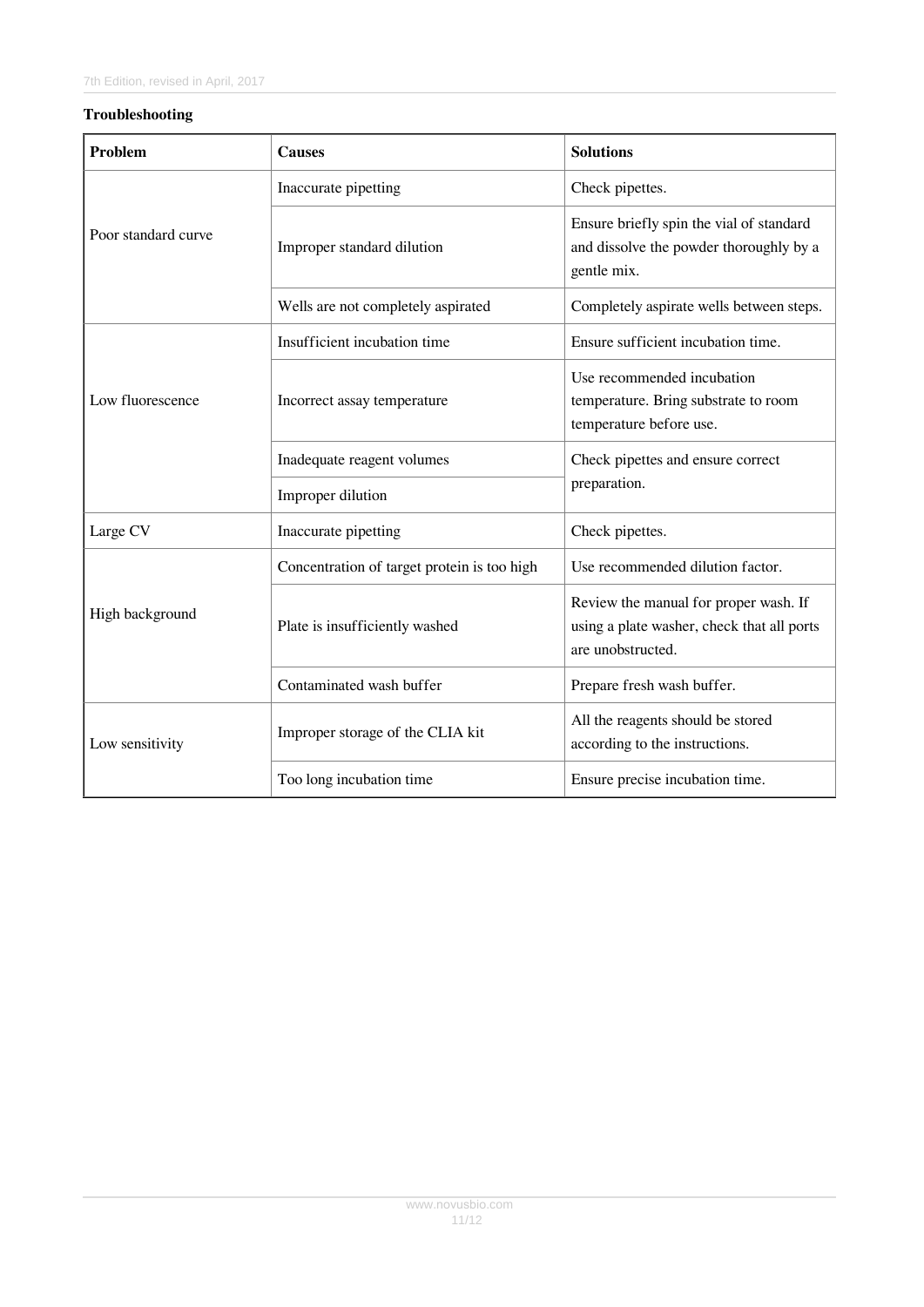**Troubleshooting**

| Problem | Causes | Solutions |
| --- | --- | --- |
| Poor standard curve | Inaccurate pipetting | Check pipettes. |
| | Improper standard dilution | Ensure briefly spin the vial of standard and dissolve the powder thoroughly by a gentle mix. |
| | Wells are not completely aspirated | Completely aspirate wells between steps. |
| Low fluorescence | Insufficient incubation time | Ensure sufficient incubation time. |
| | Incorrect assay temperature | Use recommended incubation temperature. Bring substrate to room temperature before use. |
| | Inadequate reagent volumes | Check pipettes and ensure correct preparation. |
| | Improper dilution | |
| Large CV | Inaccurate pipetting | Check pipettes. |
| High background | Concentration of target protein is too high | Use recommended dilution factor. |
| | Plate is insufficiently washed | Review the manual for proper wash. If using a plate washer, check that all ports are unobstructed. |
| | Contaminated wash buffer | Prepare fresh wash buffer. |
| Low sensitivity | Improper storage of the CLIA kit | All the reagents should be stored according to the instructions. |
| | Too long incubation time | Ensure precise incubation time. |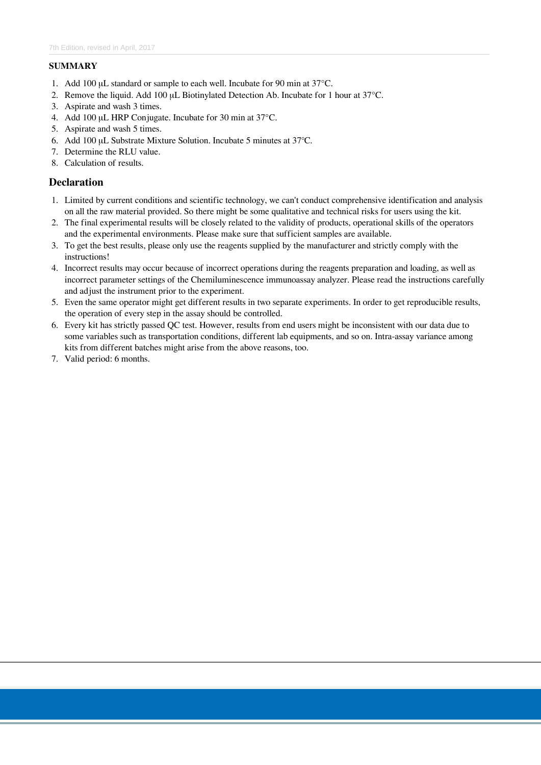**SUMMARY**

1. Add 100 μL standard or sample to each well. Incubate for 90 min at 37°C.
2. Remove the liquid. Add 100 μL Biotinylated Detection Ab. Incubate for 1 hour at 37°C.
3. Aspirate and wash 3 times.
4. Add 100 μL HRP Conjugate. Incubate for 30 min at 37°C.
5. Aspirate and wash 5 times.
6. Add 100 μL Substrate Mixture Solution. Incubate 5 minutes at 37℃.
7. Determine the RLU value.
8. Calculation of results.

## Declaration

1. Limited by current conditions and scientific technology, we can't conduct comprehensive identification and analysis on all the raw material provided. So there might be some qualitative and technical risks for users using the kit.
2. The final experimental results will be closely related to the validity of products, operational skills of the operators and the experimental environments. Please make sure that sufficient samples are available.
3. To get the best results, please only use the reagents supplied by the manufacturer and strictly comply with the instructions!
4. Incorrect results may occur because of incorrect operations during the reagents preparation and loading, as well as incorrect parameter settings of the Chemiluminescence immunoassay analyzer. Please read the instructions carefully and adjust the instrument prior to the experiment.
5. Even the same operator might get different results in two separate experiments. In order to get reproducible results, the operation of every step in the assay should be controlled.
6. Every kit has strictly passed QC test. However, results from end users might be inconsistent with our data due to some variables such as transportation conditions, different lab equipments, and so on. Intra-assay variance among kits from different batches might arise from the above reasons, too.
7. Valid period: 6 months.